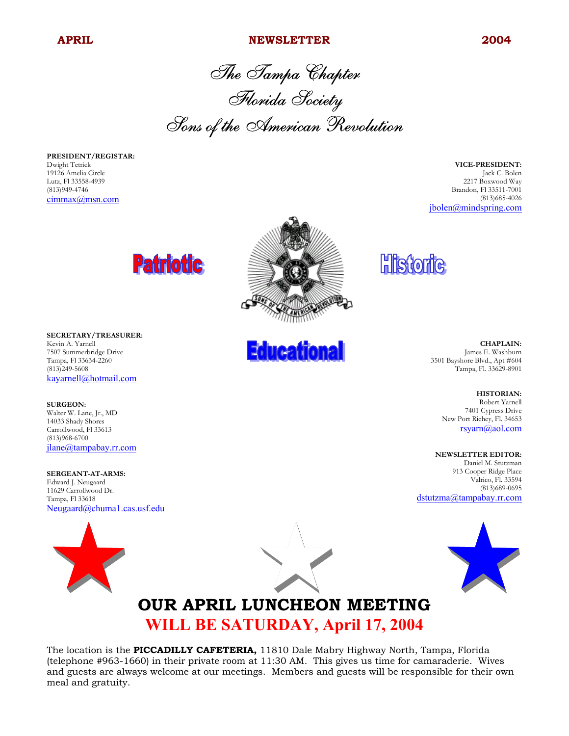**APRIL** **NEWSLETTER** **2004**

# The Tampa Chapter
# Florida Society
# Sons of the American Revolution

**PRESIDENT/REGISTAR:**
Dwight Tetrick
19126 Amelia Circle
Lutz, Fl 33558-4939
(813)949-4746
cimmax@msn.com

**VICE-PRESIDENT:**
Jack C. Bolen
2217 Boxwood Way
Brandon, Fl 33511-7001
(813)685-4026
jbolen@mindspring.com

Patriotic Historic Educational

**SECRETARY/TREASURER:**
Kevin A. Yarnell
7507 Summerbridge Drive
Tampa, Fl 33634-2260
(813)249-5608
kayarnell@hotmail.com

**CHAPLAIN:**
James E. Washburn
3501 Bayshore Blvd., Apt #604
Tampa, Fl. 33629-8901

**SURGEON:**
Walter W. Lane, Jr., MD
14033 Shady Shores
Carrollwood, Fl 33613
(813)968-6700
jlane@tampabay.rr.com

**HISTORIAN:**
Robert Yarnell
7401 Cypress Drive
New Port Richey, Fl. 34653
rsyarn@aol.com

**SERGEANT-AT-ARMS:**
Edward J. Neugaard
11629 Carrollwood Dr.
Tampa, Fl 33618
Neugaard@chuma1.cas.usf.edu

**NEWSLETTER EDITOR:**
Daniel M. Stutzman
913 Cooper Ridge Place
Valrico, Fl. 33594
(813)689-0695
dstutzma@tampabay.rr.com

## OUR APRIL LUNCHEON MEETING
## WILL BE SATURDAY, April 17, 2004

The location is the **PICCADILLY CAFETERIA,** 11810 Dale Mabry Highway North, Tampa, Florida (telephone #963-1660) in their private room at 11:30 AM. This gives us time for camaraderie. Wives and guests are always welcome at our meetings. Members and guests will be responsible for their own meal and gratuity.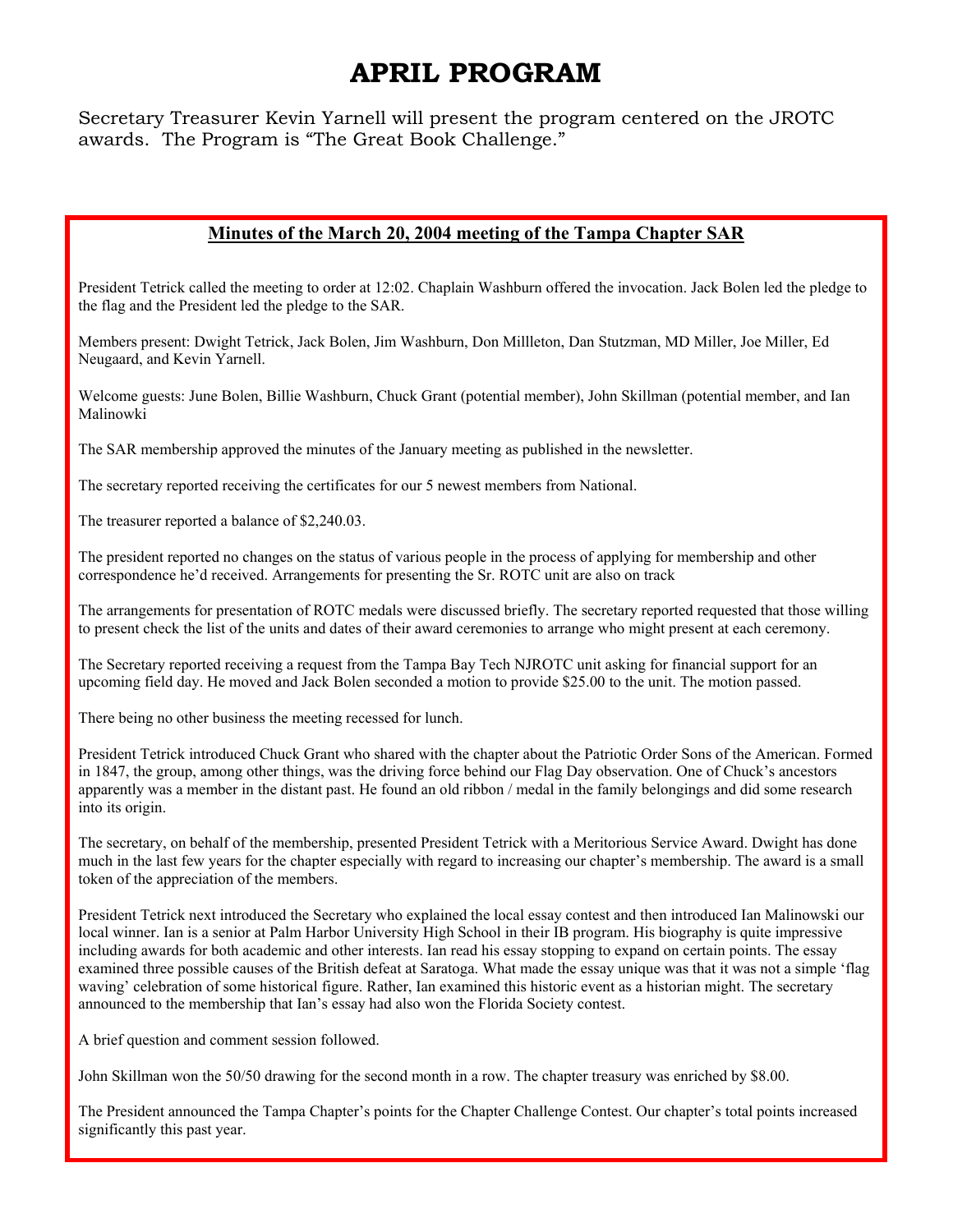# APRIL PROGRAM

Secretary Treasurer Kevin Yarnell will present the program centered on the JROTC awards. The Program is "The Great Book Challenge."

## Minutes of the March 20, 2004 meeting of the Tampa Chapter SAR

President Tetrick called the meeting to order at 12:02. Chaplain Washburn offered the invocation. Jack Bolen led the pledge to the flag and the President led the pledge to the SAR.

Members present: Dwight Tetrick, Jack Bolen, Jim Washburn, Don Millleton, Dan Stutzman, MD Miller, Joe Miller, Ed Neugaard, and Kevin Yarnell.

Welcome guests: June Bolen, Billie Washburn, Chuck Grant (potential member), John Skillman (potential member, and Ian Malinowki

The SAR membership approved the minutes of the January meeting as published in the newsletter.

The secretary reported receiving the certificates for our 5 newest members from National.

The treasurer reported a balance of $2,240.03.

The president reported no changes on the status of various people in the process of applying for membership and other correspondence he'd received. Arrangements for presenting the Sr. ROTC unit are also on track

The arrangements for presentation of ROTC medals were discussed briefly. The secretary reported requested that those willing to present check the list of the units and dates of their award ceremonies to arrange who might present at each ceremony.

The Secretary reported receiving a request from the Tampa Bay Tech NJROTC unit asking for financial support for an upcoming field day. He moved and Jack Bolen seconded a motion to provide $25.00 to the unit. The motion passed.

There being no other business the meeting recessed for lunch.

President Tetrick introduced Chuck Grant who shared with the chapter about the Patriotic Order Sons of the American. Formed in 1847, the group, among other things, was the driving force behind our Flag Day observation. One of Chuck's ancestors apparently was a member in the distant past. He found an old ribbon / medal in the family belongings and did some research into its origin.

The secretary, on behalf of the membership, presented President Tetrick with a Meritorious Service Award. Dwight has done much in the last few years for the chapter especially with regard to increasing our chapter's membership. The award is a small token of the appreciation of the members.

President Tetrick next introduced the Secretary who explained the local essay contest and then introduced Ian Malinowski our local winner. Ian is a senior at Palm Harbor University High School in their IB program. His biography is quite impressive including awards for both academic and other interests. Ian read his essay stopping to expand on certain points. The essay examined three possible causes of the British defeat at Saratoga. What made the essay unique was that it was not a simple 'flag waving' celebration of some historical figure. Rather, Ian examined this historic event as a historian might. The secretary announced to the membership that Ian's essay had also won the Florida Society contest.

A brief question and comment session followed.

John Skillman won the 50/50 drawing for the second month in a row. The chapter treasury was enriched by $8.00.

The President announced the Tampa Chapter's points for the Chapter Challenge Contest. Our chapter's total points increased significantly this past year.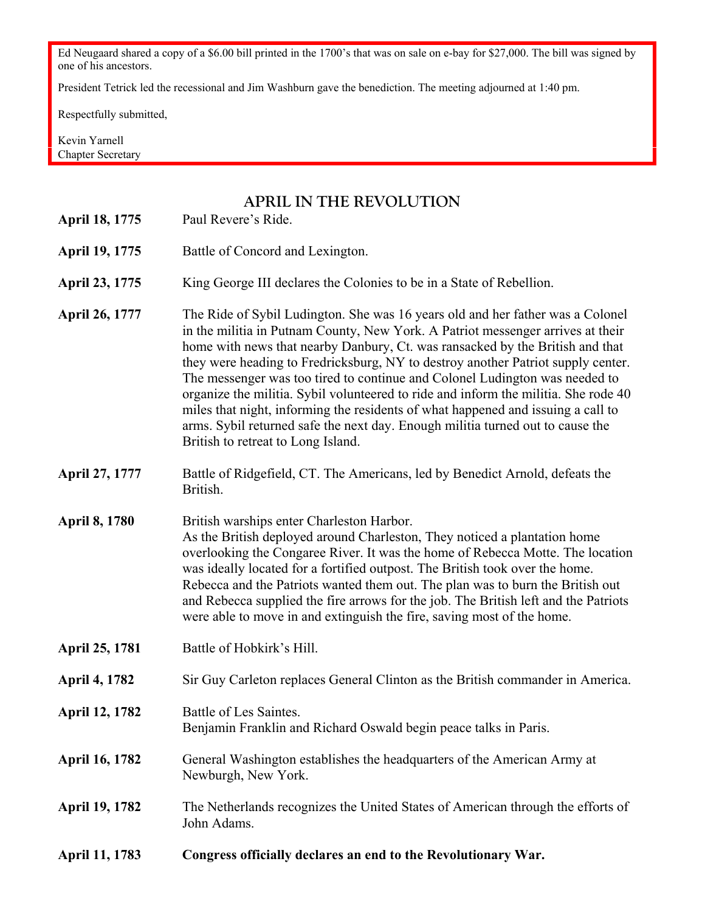Ed Neugaard shared a copy of a $6.00 bill printed in the 1700's that was on sale on e-bay for $27,000. The bill was signed by one of his ancestors.

President Tetrick led the recessional and Jim Washburn gave the benediction. The meeting adjourned at 1:40 pm.

Respectfully submitted,

Kevin Yarnell
Chapter Secretary

## APRIL IN THE REVOLUTION

**April 18, 1775** Paul Revere's Ride.

**April 19, 1775** Battle of Concord and Lexington.

**April 23, 1775** King George III declares the Colonies to be in a State of Rebellion.

**April 26, 1777** The Ride of Sybil Ludington. She was 16 years old and her father was a Colonel in the militia in Putnam County, New York. A Patriot messenger arrives at their home with news that nearby Danbury, Ct. was ransacked by the British and that they were heading to Fredricksburg, NY to destroy another Patriot supply center. The messenger was too tired to continue and Colonel Ludington was needed to organize the militia. Sybil volunteered to ride and inform the militia. She rode 40 miles that night, informing the residents of what happened and issuing a call to arms. Sybil returned safe the next day. Enough militia turned out to cause the British to retreat to Long Island.

**April 27, 1777** Battle of Ridgefield, CT. The Americans, led by Benedict Arnold, defeats the British.

**April 8, 1780** British warships enter Charleston Harbor.
As the British deployed around Charleston, They noticed a plantation home overlooking the Congaree River. It was the home of Rebecca Motte. The location was ideally located for a fortified outpost. The British took over the home. Rebecca and the Patriots wanted them out. The plan was to burn the British out and Rebecca supplied the fire arrows for the job. The British left and the Patriots were able to move in and extinguish the fire, saving most of the home.

**April 25, 1781** Battle of Hobkirk's Hill.

**April 4, 1782** Sir Guy Carleton replaces General Clinton as the British commander in America.

**April 12, 1782** Battle of Les Saintes.
Benjamin Franklin and Richard Oswald begin peace talks in Paris.

**April 16, 1782** General Washington establishes the headquarters of the American Army at Newburgh, New York.

**April 19, 1782** The Netherlands recognizes the United States of American through the efforts of John Adams.

**April 11, 1783** **Congress officially declares an end to the Revolutionary War.**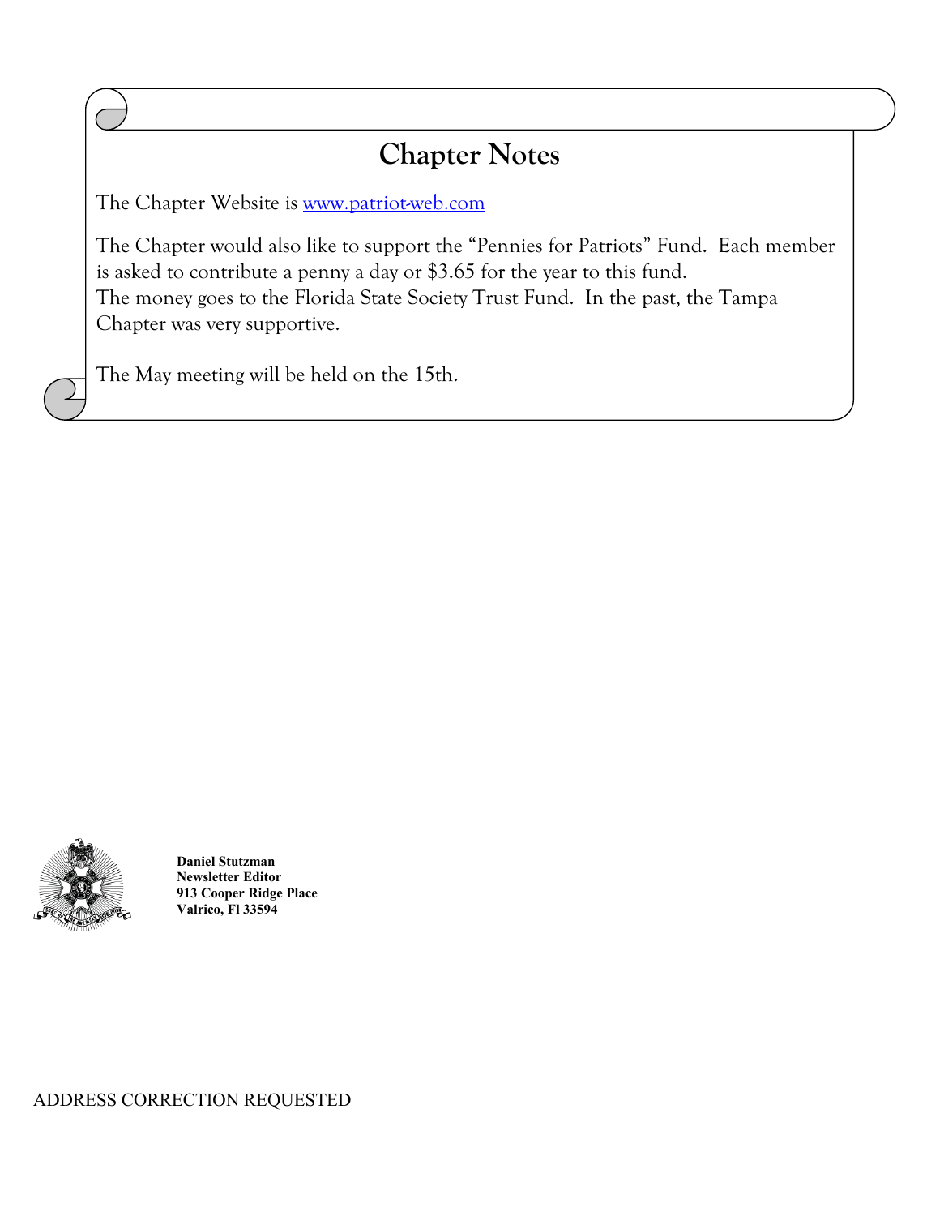## Chapter Notes

The Chapter Website is www.patriot-web.com

The Chapter would also like to support the "Pennies for Patriots" Fund. Each member is asked to contribute a penny a day or $3.65 for the year to this fund.
The money goes to the Florida State Society Trust Fund. In the past, the Tampa Chapter was very supportive.

The May meeting will be held on the 15th.

**Daniel Stutzman**
**Newsletter Editor**
**913 Cooper Ridge Place**
**Valrico, Fl 33594**

ADDRESS CORRECTION REQUESTED